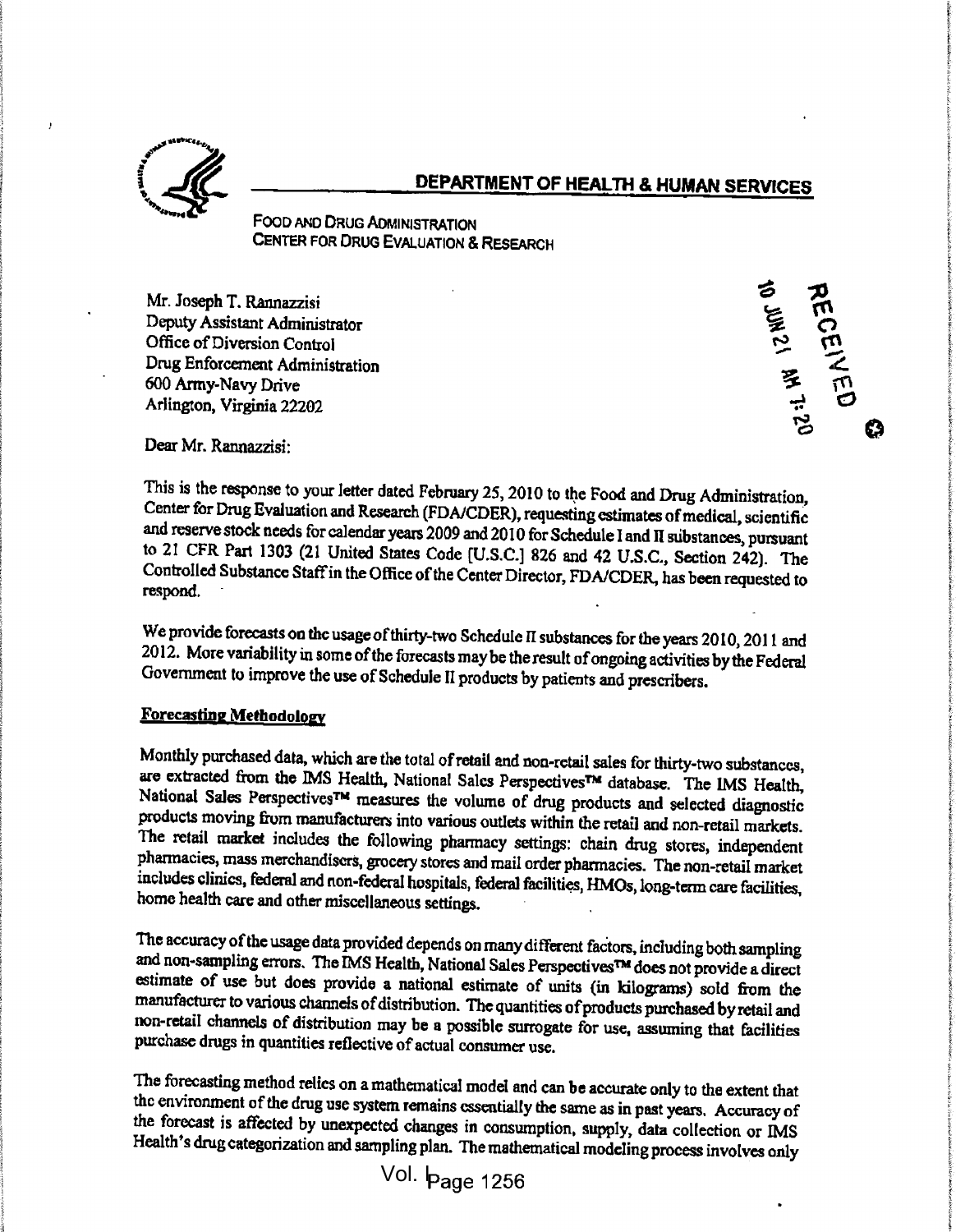**DEPARTMENT OF HEALTH & HUMAN SERVICES**

FOOD AND DRUG ADMINISTRATION
CENTER FOR DRUG EVALUATION & RESEARCH

Mr. Joseph T. Rannazzisi
Deputy Assistant Administrator
Office of Diversion Control
Drug Enforcement Administration
600 Army-Navy Drive
Arlington, Virginia 22202

RECEIVED
10 JUN 21 AM 7:20

Dear Mr. Rannazzisi:

This is the response to your letter dated February 25, 2010 to the Food and Drug Administration, Center for Drug Evaluation and Research (FDA/CDER), requesting estimates of medical, scientific and reserve stock needs for calendar years 2009 and 2010 for Schedule I and II substances, pursuant to 21 CFR Part 1303 (21 United States Code [U.S.C.] 826 and 42 U.S.C., Section 242). The Controlled Substance Staff in the Office of the Center Director, FDA/CDER, has been requested to respond.

We provide forecasts on the usage of thirty-two Schedule II substances for the years 2010, 2011 and 2012. More variability in some of the forecasts may be the result of ongoing activities by the Federal Government to improve the use of Schedule II products by patients and prescribers.

**Forecasting Methodology**

Monthly purchased data, which are the total of retail and non-retail sales for thirty-two substances, are extracted from the IMS Health, National Sales Perspectives™ database. The IMS Health, National Sales Perspectives™ measures the volume of drug products and selected diagnostic products moving from manufacturers into various outlets within the retail and non-retail markets. The retail market includes the following pharmacy settings: chain drug stores, independent pharmacies, mass merchandisers, grocery stores and mail order pharmacies. The non-retail market includes clinics, federal and non-federal hospitals, federal facilities, HMOs, long-term care facilities, home health care and other miscellaneous settings.

The accuracy of the usage data provided depends on many different factors, including both sampling and non-sampling errors. The IMS Health, National Sales Perspectives™ does not provide a direct estimate of use but does provide a national estimate of units (in kilograms) sold from the manufacturer to various channels of distribution. The quantities of products purchased by retail and non-retail channels of distribution may be a possible surrogate for use, assuming that facilities purchase drugs in quantities reflective of actual consumer use.

The forecasting method relies on a mathematical model and can be accurate only to the extent that the environment of the drug use system remains essentially the same as in past years. Accuracy of the forecast is affected by unexpected changes in consumption, supply, data collection or IMS Health's drug categorization and sampling plan. The mathematical modeling process involves only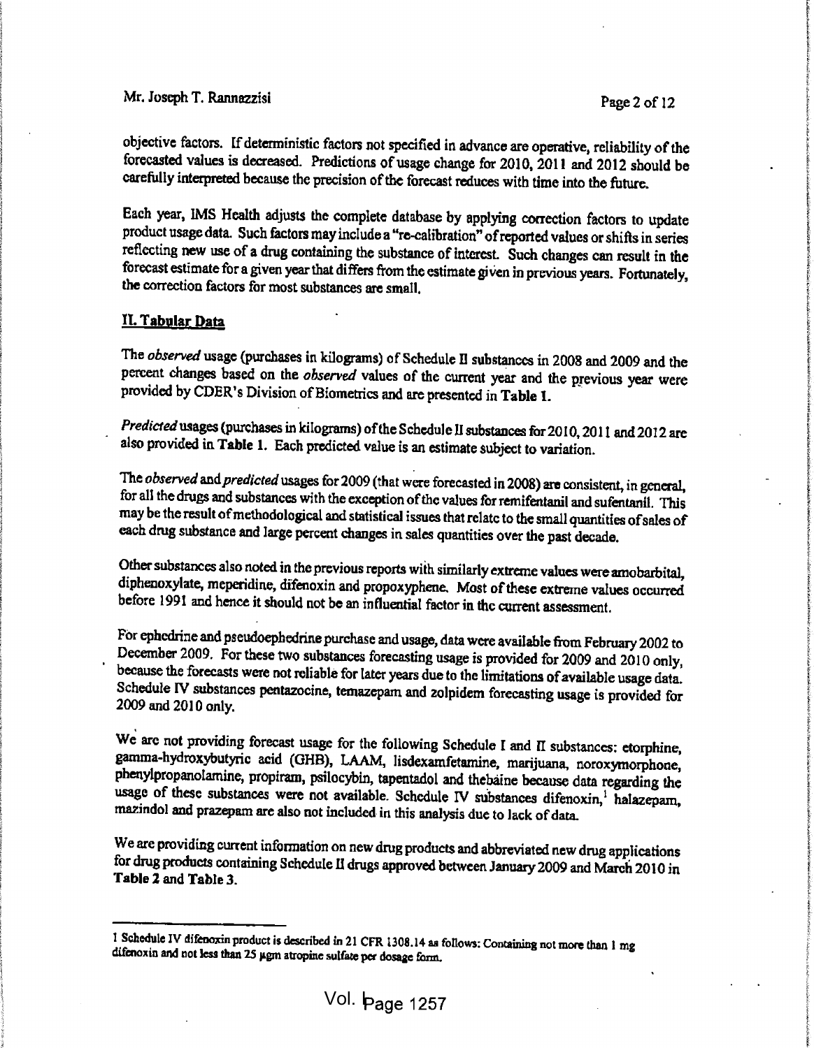objective factors. If deterministic factors not specified in advance are operative, reliability of the forecasted values is decreased. Predictions of usage change for 2010, 2011 and 2012 should be carefully interpreted because the precision of the forecast reduces with time into the future.

Each year, IMS Health adjusts the complete database by applying correction factors to update product usage data. Such factors may include a "re-calibration" of reported values or shifts in series reflecting new use of a drug containing the substance of interest. Such changes can result in the forecast estimate for a given year that differs from the estimate given in previous years. Fortunately, the correction factors for most substances are small.

## II. Tabular Data

The *observed* usage (purchases in kilograms) of Schedule II substances in 2008 and 2009 and the percent changes based on the *observed* values of the current year and the previous year were provided by CDER's Division of Biometrics and are presented in **Table 1.**

*Predicted* usages (purchases in kilograms) of the Schedule II substances for 2010, 2011 and 2012 are also provided in **Table 1.** Each predicted value is an estimate subject to variation.

The *observed* and *predicted* usages for 2009 (that were forecasted in 2008) are consistent, in general, for all the drugs and substances with the exception of the values for remifentanil and sufentanil. This may be the result of methodological and statistical issues that relate to the small quantities of sales of each drug substance and large percent changes in sales quantities over the past decade.

Other substances also noted in the previous reports with similarly extreme values were amobarbital, diphenoxylate, meperidine, difenoxin and propoxyphene. Most of these extreme values occurred before 1991 and hence it should not be an influential factor in the current assessment.

For ephedrine and pseudoephedrine purchase and usage, data were available from February 2002 to December 2009. For these two substances forecasting usage is provided for 2009 and 2010 only, because the forecasts were not reliable for later years due to the limitations of available usage data. Schedule IV substances pentazocine, temazepam and zolpidem forecasting usage is provided for 2009 and 2010 only.

We are not providing forecast usage for the following Schedule I and II substances: etorphine, gamma-hydroxybutyric acid (GHB), LAAM, lisdexamfetamine, marijuana, noroxymorphone, phenylpropanolamine, propiram, psilocybin, tapentadol and thebaine because data regarding the usage of these substances were not available. Schedule IV substances difenoxin,[1] halazepam, mazindol and prazepam are also not included in this analysis due to lack of data.

We are providing current information on new drug products and abbreviated new drug applications for drug products containing Schedule II drugs approved between January 2009 and March 2010 in **Table 2** and **Table 3.**

---

1 Schedule IV difenoxin product is described in 21 CFR 1308.14 as follows: Containing not more than 1 mg difenoxin and not less than 25 µgm atropine sulfate per dosage form.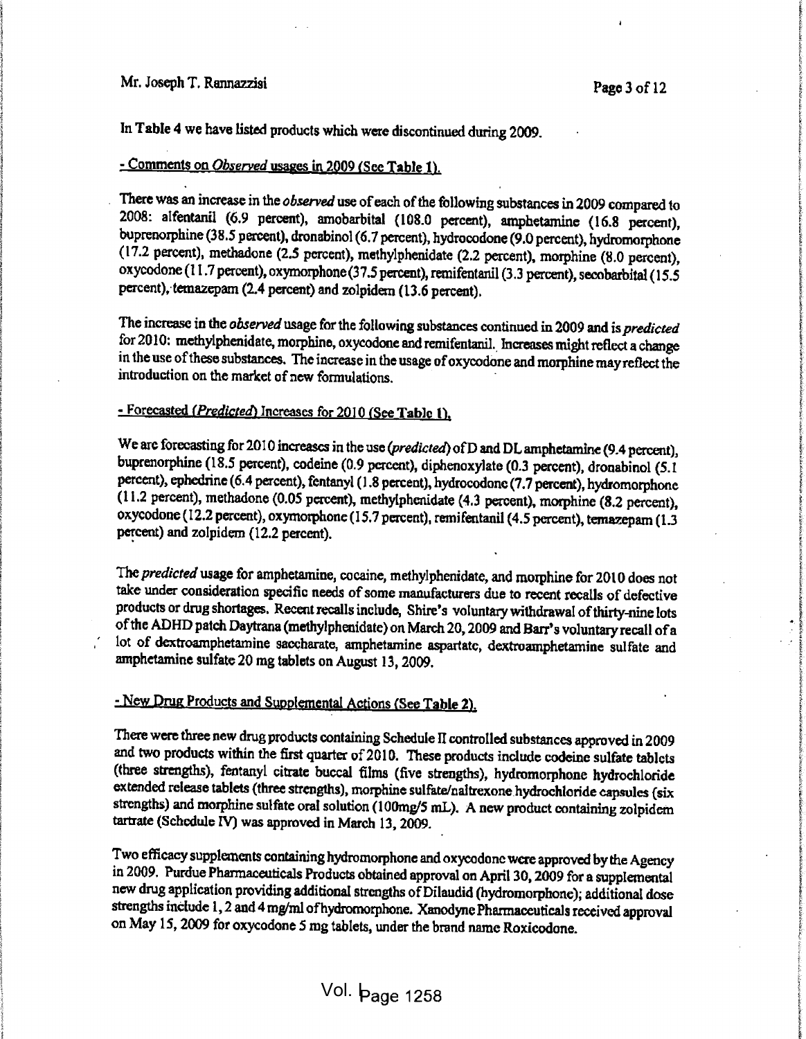In **Table 4** we have listed products which were discontinued during 2009.

**- Comments on *Observed* usages in 2009 (See Table 1).**

There was an increase in the *observed* use of each of the following substances in 2009 compared to 2008: alfentanil (6.9 percent), amobarbital (108.0 percent), amphetamine (16.8 percent), buprenorphine (38.5 percent), dronabinol (6.7 percent), hydrocodone (9.0 percent), hydromorphone (17.2 percent), methadone (2.5 percent), methylphenidate (2.2 percent), morphine (8.0 percent), oxycodone (11.7 percent), oxymorphone (37.5 percent), remifentanil (3.3 percent), secobarbital (15.5 percent), temazepam (2.4 percent) and zolpidem (13.6 percent).

The increase in the *observed* usage for the following substances continued in 2009 and is *predicted* for 2010: methylphenidate, morphine, oxycodone and remifentanil. Increases might reflect a change in the use of these substances. The increase in the usage of oxycodone and morphine may reflect the introduction on the market of new formulations.

**- Forecasted (*Predicted*) Increases for 2010 (See Table 1).**

We are forecasting for 2010 increases in the use (*predicted*) of D and DL amphetamine (9.4 percent), buprenorphine (18.5 percent), codeine (0.9 percent), diphenoxylate (0.3 percent), dronabinol (5.1 percent), ephedrine (6.4 percent), fentanyl (1.8 percent), hydrocodone (7.7 percent), hydromorphone (11.2 percent), methadone (0.05 percent), methylphenidate (4.3 percent), morphine (8.2 percent), oxycodone (12.2 percent), oxymorphone (15.7 percent), remifentanil (4.5 percent), temazepam (1.3 percent) and zolpidem (12.2 percent).

The *predicted* usage for amphetamine, cocaine, methylphenidate, and morphine for 2010 does not take under consideration specific needs of some manufacturers due to recent recalls of defective products or drug shortages. Recent recalls include, Shire's voluntary withdrawal of thirty-nine lots of the ADHD patch Daytrana (methylphenidate) on March 20, 2009 and Barr's voluntary recall of a lot of dextroamphetamine saccharate, amphetamine aspartate, dextroamphetamine sulfate and amphetamine sulfate 20 mg tablets on August 13, 2009.

**- New Drug Products and Supplemental Actions (See Table 2).**

There were three new drug products containing Schedule II controlled substances approved in 2009 and two products within the first quarter of 2010. These products include codeine sulfate tablets (three strengths), fentanyl citrate buccal films (five strengths), hydromorphone hydrochloride extended release tablets (three strengths), morphine sulfate/naltrexone hydrochloride capsules (six strengths) and morphine sulfate oral solution (100mg/5 mL). A new product containing zolpidem tartrate (Schedule IV) was approved in March 13, 2009.

Two efficacy supplements containing hydromorphone and oxycodone were approved by the Agency in 2009. Purdue Pharmaceuticals Products obtained approval on April 30, 2009 for a supplemental new drug application providing additional strengths of Dilaudid (hydromorphone); additional dose strengths include 1, 2 and 4 mg/ml of hydromorphone. Xanodyne Pharmaceuticals received approval on May 15, 2009 for oxycodone 5 mg tablets, under the brand name Roxicodone.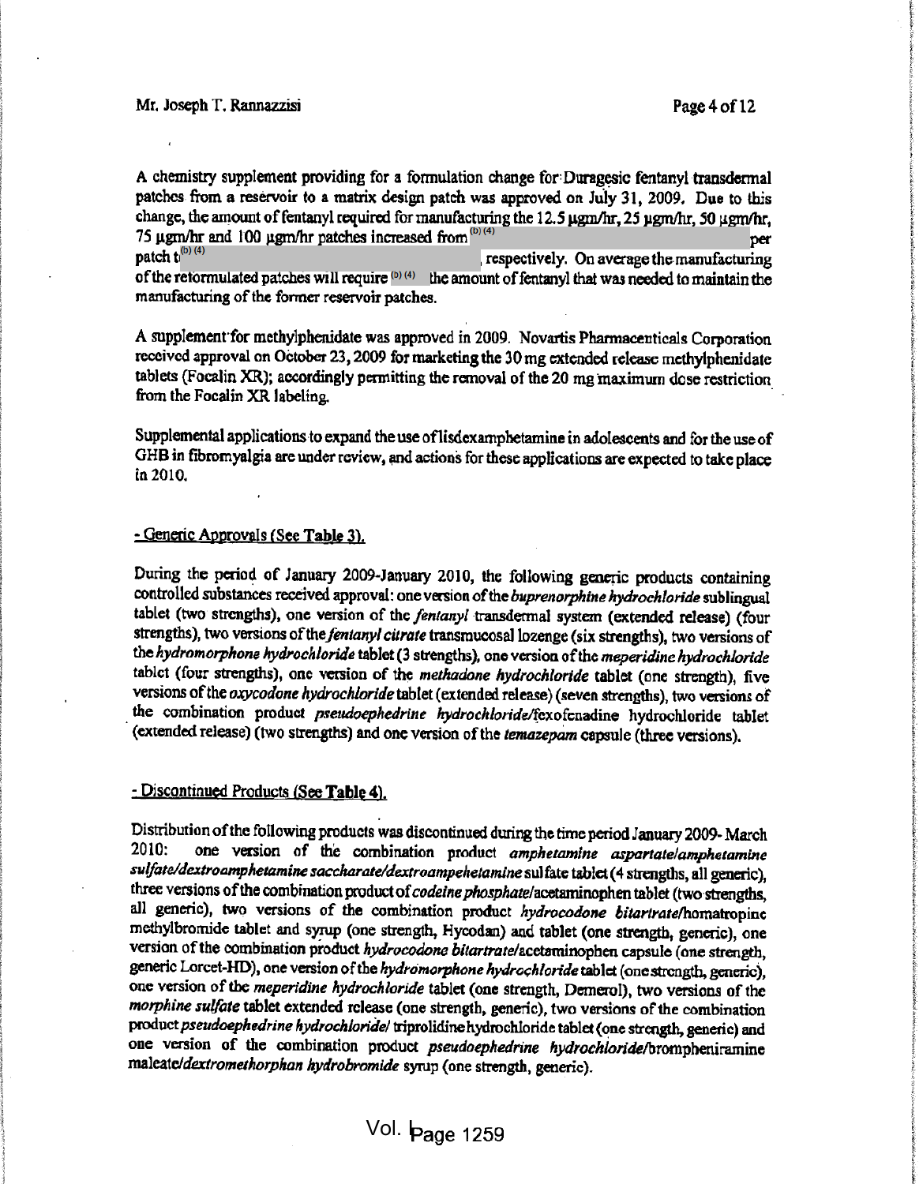A chemistry supplement providing for a formulation change for Duragesic fentanyl transdermal patches from a reservoir to a matrix design patch was approved on July 31, 2009. Due to this change, the amount of fentanyl required for manufacturing the 12.5 μgm/hr, 25 μgm/hr, 50 μgm/hr, 75 μgm/hr and 100 μgm/hr patches increased from (b) (4) per patch t (b) (4), respectively. On average the manufacturing of the reformulated patches will require (b) (4) the amount of fentanyl that was needed to maintain the manufacturing of the former reservoir patches.

A supplement for methylphenidate was approved in 2009. Novartis Pharmaceuticals Corporation received approval on October 23, 2009 for marketing the 30 mg extended release methylphenidate tablets (Focalin XR); accordingly permitting the removal of the 20 mg maximum dose restriction from the Focalin XR labeling.

Supplemental applications to expand the use of lisdexamphetamine in adolescents and for the use of GHB in fibromyalgia are under review, and actions for these applications are expected to take place in 2010.

- Generic Approvals (See Table 3).

During the period of January 2009-January 2010, the following generic products containing controlled substances received approval: one version of the *buprenorphine hydrochloride* sublingual tablet (two strengths), one version of the *fentanyl* transdermal system (extended release) (four strengths), two versions of the *fentanyl citrate* transmucosal lozenge (six strengths), two versions of the *hydromorphone hydrochloride* tablet (3 strengths), one version of the *meperidine hydrochloride* tablet (four strengths), one version of the *methadone hydrochloride* tablet (one strength), five versions of the *oxycodone hydrochloride* tablet (extended release) (seven strengths), two versions of the combination product *pseudoephedrine hydrochloride*/fexofenadine hydrochloride tablet (extended release) (two strengths) and one version of the *temazepam* capsule (three versions).

- Discontinued Products (See Table 4).

Distribution of the following products was discontinued during the time period January 2009- March 2010: one version of the combination product *amphetamine aspartate/amphetamine sulfate/dextroamphetamine saccharate/dextroampehetamine* sulfate tablet (4 strengths, all generic), three versions of the combination product of *codeine phosphate*/acetaminophen tablet (two strengths, all generic), two versions of the combination product *hydrocodone bitartrate*/homatropine methylbromide tablet and syrup (one strength, Hycodan) and tablet (one strength, generic), one version of the combination product *hydrocodone bitartrate*/acetaminophen capsule (one strength, generic Lorcet-HD), one version of the *hydromorphone hydrochloride* tablet (one strength, generic), one version of the *meperidine hydrochloride* tablet (one strength, Demerol), two versions of the *morphine sulfate* tablet extended release (one strength, generic), two versions of the combination product *pseudoephedrine hydrochloride*/ triprolidine hydrochloride tablet (one strength, generic) and one version of the combination product *pseudoephedrine hydrochloride*/brompheniramine maleate/*dextromethorphan hydrobromide* syrup (one strength, generic).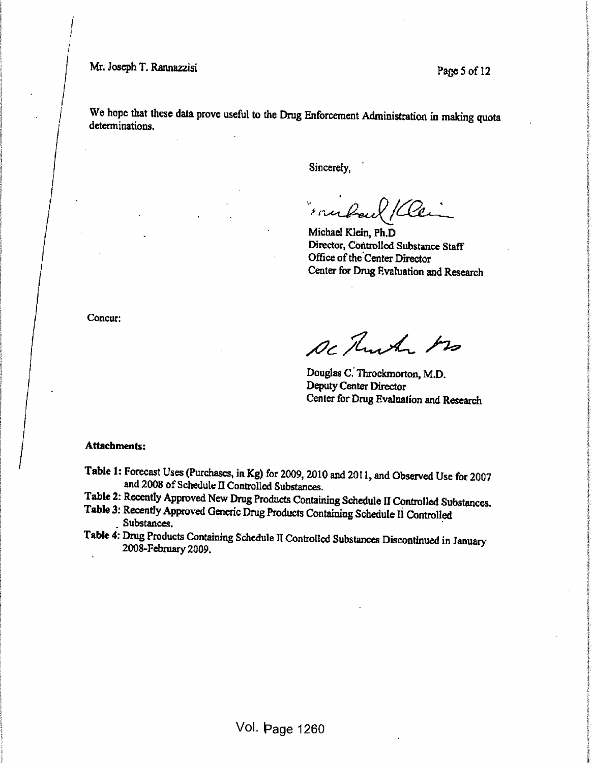We hope that these data prove useful to the Drug Enforcement Administration in making quota determinations.

Sincerely,

Michael Klein, Ph.D
Director, Controlled Substance Staff
Office of the Center Director
Center for Drug Evaluation and Research

Concur:

Douglas C. Throckmorton, M.D.
Deputy Center Director
Center for Drug Evaluation and Research

**Attachments:**

**Table 1:** Forecast Uses (Purchases, in Kg) for 2009, 2010 and 2011, and Observed Use for 2007 and 2008 of Schedule II Controlled Substances.
**Table 2:** Recently Approved New Drug Products Containing Schedule II Controlled Substances.
**Table 3:** Recently Approved Generic Drug Products Containing Schedule II Controlled Substances.
**Table 4:** Drug Products Containing Schedule II Controlled Substances Discontinued in January 2008-February 2009.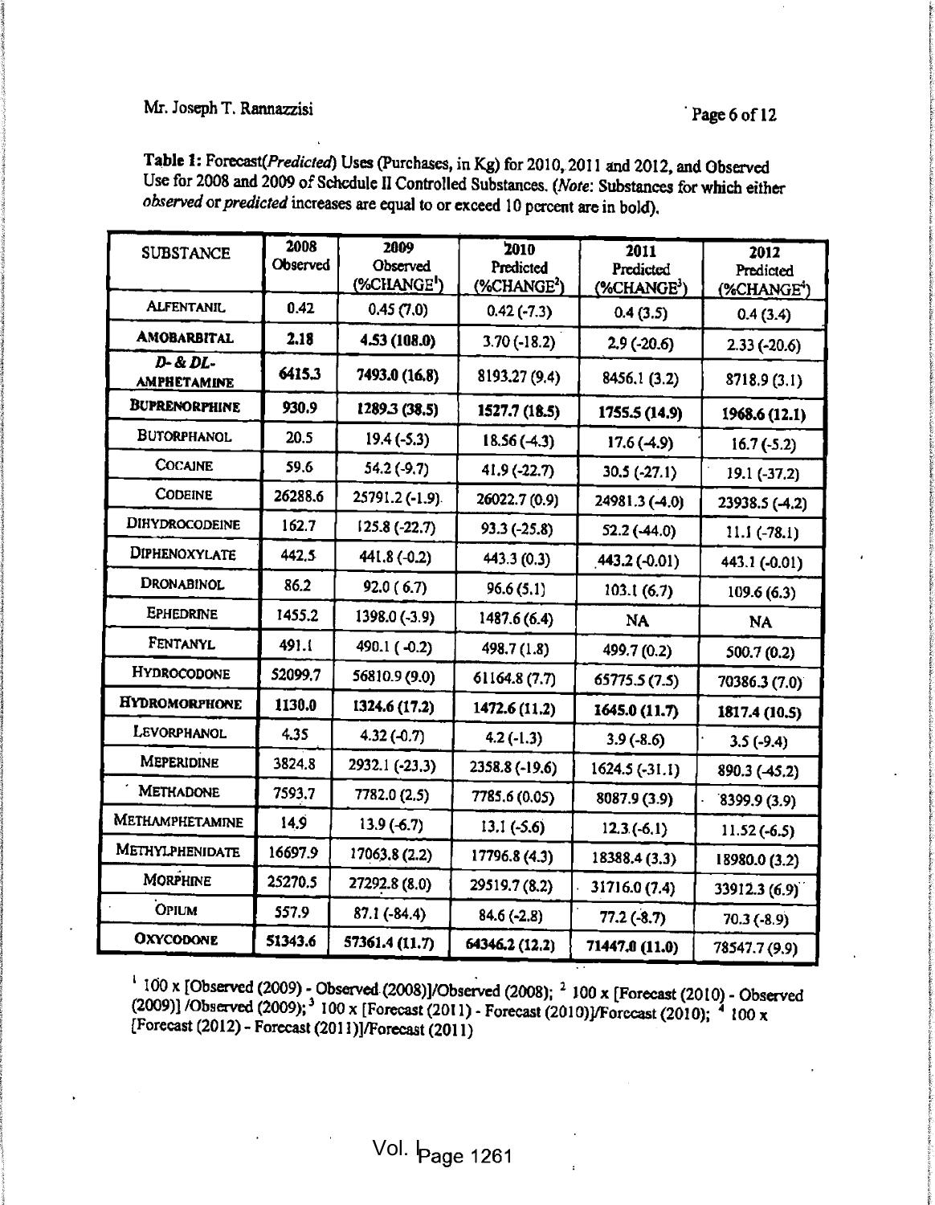Mr. Joseph T. Rannazzisi

**Table 1:** Forecast(*Predicted*) Uses (Purchases, in Kg) for 2010, 2011 and 2012, and Observed Use for 2008 and 2009 of Schedule II Controlled Substances. (*Note*: Substances for which either *observed* or *predicted* increases are equal to or exceed 10 percent are in bold).

| SUBSTANCE | 2008 Observed | 2009 Observed (%CHANGE[1]) | 2010 Predicted (%CHANGE[2]) | 2011 Predicted (%CHANGE[3]) | 2012 Predicted (%CHANGE[4]) |
|---|---|---|---|---|---|
| ALFENTANIL | 0.42 | 0.45 (7.0) | 0.42 (-7.3) | 0.4 (3.5) | 0.4 (3.4) |
| **AMOBARBITAL** | **2.18** | **4.53 (108.0)** | 3.70 (-18.2) | 2.9 (-20.6) | 2.33 (-20.6) |
| **D- & DL-AMPHETAMINE** | **6415.3** | **7493.0 (16.8)** | 8193.27 (9.4) | 8456.1 (3.2) | 8718.9 (3.1) |
| **BUPRENORPHINE** | **930.9** | **1289.3 (38.5)** | **1527.7 (18.5)** | **1755.5 (14.9)** | **1968.6 (12.1)** |
| BUTORPHANOL | 20.5 | 19.4 (-5.3) | 18.56 (-4.3) | 17.6 (-4.9) | 16.7 (-5.2) |
| COCAINE | 59.6 | 54.2 (-9.7) | 41.9 (-22.7) | 30.5 (-27.1) | 19.1 (-37.2) |
| CODEINE | 26288.6 | 25791.2 (-1.9) | 26022.7 (0.9) | 24981.3 (-4.0) | 23938.5 (-4.2) |
| DIHYDROCODEINE | 162.7 | 125.8 (-22.7) | 93.3 (-25.8) | 52.2 (-44.0) | 11.1 (-78.1) |
| DIPHENOXYLATE | 442.5 | 441.8 (-0.2) | 443.3 (0.3) | 443.2 (-0.01) | 443.1 (-0.01) |
| DRONABINOL | 86.2 | 92.0 ( 6.7) | 96.6 (5.1) | 103.1 (6.7) | 109.6 (6.3) |
| EPHEDRINE | 1455.2 | 1398.0 (-3.9) | 1487.6 (6.4) | NA | NA |
| FENTANYL | 491.1 | 490.1 ( -0.2) | 498.7 (1.8) | 499.7 (0.2) | 500.7 (0.2) |
| HYDROCODONE | 52099.7 | 56810.9 (9.0) | 61164.8 (7.7) | 65775.5 (7.5) | 70386.3 (7.0) |
| **HYDROMORPHONE** | **1130.0** | **1324.6 (17.2)** | **1472.6 (11.2)** | **1645.0 (11.7)** | **1817.4 (10.5)** |
| LEVORPHANOL | 4.35 | 4.32 (-0.7) | 4.2 (-1.3) | 3.9 (-8.6) | 3.5 (-9.4) |
| MEPERIDINE | 3824.8 | 2932.1 (-23.3) | 2358.8 (-19.6) | 1624.5 (-31.1) | 890.3 (-45.2) |
| METHADONE | 7593.7 | 7782.0 (2.5) | 7785.6 (0.05) | 8087.9 (3.9) | 8399.9 (3.9) |
| METHAMPHETAMINE | 14.9 | 13.9 (-6.7) | 13.1 (-5.6) | 12.3 (-6.1) | 11.52 (-6.5) |
| METHYLPHENIDATE | 16697.9 | 17063.8 (2.2) | 17796.8 (4.3) | 18388.4 (3.3) | 18980.0 (3.2) |
| MORPHINE | 25270.5 | 27292.8 (8.0) | 29519.7 (8.2) | 31716.0 (7.4) | 33912.3 (6.9) |
| OPIUM | 557.9 | 87.1 (-84.4) | 84.6 (-2.8) | 77.2 (-8.7) | 70.3 (-8.9) |
| **OXYCODONE** | **51343.6** | **57361.4 (11.7)** | **64346.2 (12.2)** | **71447.0 (11.0)** | 78547.7 (9.9) |

[1] 100 x [Observed (2009) - Observed (2008)]/Observed (2008); [2] 100 x [Forecast (2010) - Observed (2009)] /Observed (2009); [3] 100 x [Forecast (2011) - Forecast (2010)]/Forecast (2010); [4] 100 x [Forecast (2012) - Forecast (2011)]/Forecast (2011)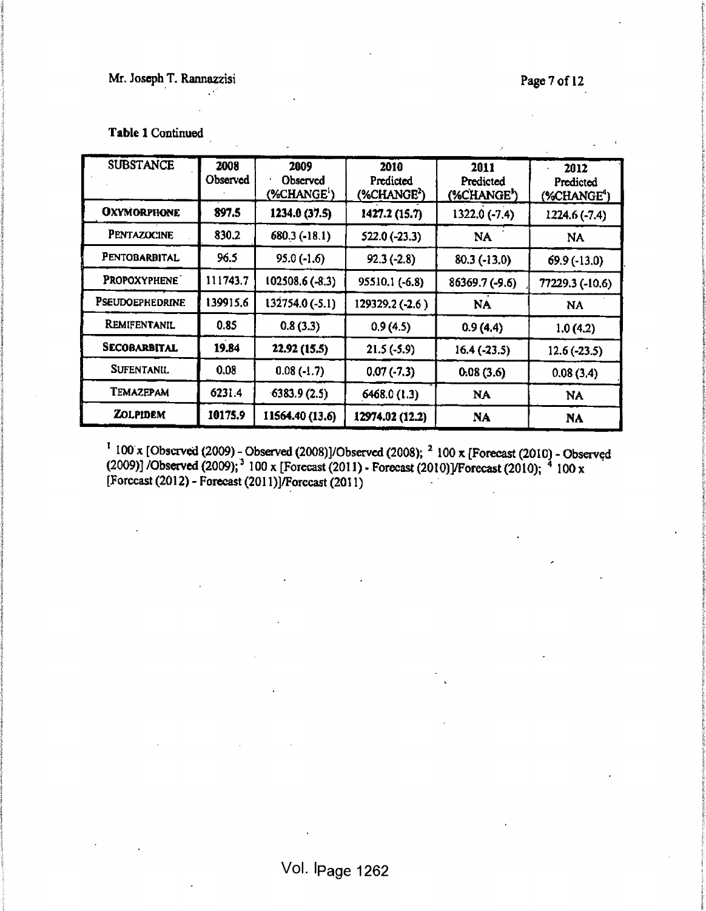**Table 1 Continued**

| SUBSTANCE | 2008 Observed | 2009 Observed (%CHANGE[1]) | 2010 Predicted (%CHANGE[2]) | 2011 Predicted (%CHANGE[3]) | 2012 Predicted (%CHANGE[4]) |
|---|---|---|---|---|---|
| **OXYMORPHONE** | **897.5** | **1234.0 (37.5)** | **1427.2 (15.7)** | 1322.0 (-7.4) | 1224.6 (-7.4) |
| PENTAZOCINE | 830.2 | 680.3 (-18.1) | 522.0 (-23.3) | NA | NA |
| PENTOBARBITAL | 96.5 | 95.0 (-1.6) | 92.3 (-2.8) | 80.3 (-13.0) | 69.9 (-13.0) |
| PROPOXYPHENE | 111743.7 | 102508.6 (-8.3) | 95510.1 (-6.8) | 86369.7 (-9.6) | 77229.3 (-10.6) |
| PSEUDOEPHEDRINE | 139915.6 | 132754.0 (-5.1) | 129329.2 (-2.6) | NA | NA |
| REMIFENTANIL | 0.85 | 0.8 (3.3) | 0.9 (4.5) | 0.9 (4.4) | 1.0 (4.2) |
| **SECOBARBITAL** | **19.84** | **22.92 (15.5)** | 21.5 (-5.9) | 16.4 (-23.5) | 12.6 (-23.5) |
| SUFENTANIL | 0.08 | 0.08 (-1.7) | 0.07 (-7.3) | 0.08 (3.6) | 0.08 (3.4) |
| TEMAZEPAM | 6231.4 | 6383.9 (2.5) | 6468.0 (1.3) | NA | NA |
| **ZOLPIDEM** | **10175.9** | **11564.40 (13.6)** | **12974.02 (12.2)** | **NA** | **NA** |

[1] 100 x [Observed (2009) - Observed (2008)]/Observed (2008); [2] 100 x [Forecast (2010) - Observed (2009)] /Observed (2009); [3] 100 x [Forecast (2011) - Forecast (2010)]/Forecast (2010); [4] 100 x [Forecast (2012) - Forecast (2011)]/Forecast (2011)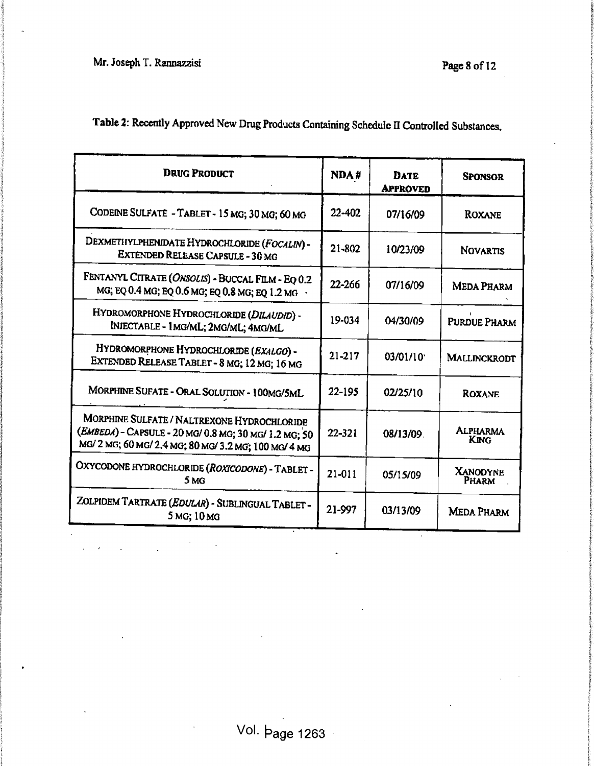**Table 2**: Recently Approved New Drug Products Containing Schedule II Controlled Substances.

| DRUG PRODUCT | NDA # | DATE APPROVED | SPONSOR |
|---|---|---|---|
| CODEINE SULFATE - TABLET - 15 MG; 30 MG; 60 MG | 22-402 | 07/16/09 | ROXANE |
| DEXMETHYLPHENIDATE HYDROCHLORIDE (*FOCALIN*) - EXTENDED RELEASE CAPSULE - 30 MG | 21-802 | 10/23/09 | NOVARTIS |
| FENTANYL CITRATE (*ONSOLIS*) - BUCCAL FILM - EQ 0.2 MG; EQ 0.4 MG; EQ 0.6 MG; EQ 0.8 MG; EQ 1.2 MG | 22-266 | 07/16/09 | MEDA PHARM |
| HYDROMORPHONE HYDROCHLORIDE (*DILAUDID*) - INJECTABLE - 1MG/ML; 2MG/ML; 4MG/ML | 19-034 | 04/30/09 | PURDUE PHARM |
| HYDROMORPHONE HYDROCHLORIDE (*EXALGO*) - EXTENDED RELEASE TABLET - 8 MG; 12 MG; 16 MG | 21-217 | 03/01/10 | MALLINCKRODT |
| MORPHINE SUFATE - ORAL SOLUTION - 100MG/5ML | 22-195 | 02/25/10 | ROXANE |
| MORPHINE SULFATE / NALTREXONE HYDROCHLORIDE (*EMBEDA*) - CAPSULE - 20 MG/ 0.8 MG; 30 MG/ 1.2 MG; 50 MG/ 2 MG; 60 MG/ 2.4 MG; 80 MG/ 3.2 MG; 100 MG/ 4 MG | 22-321 | 08/13/09 | ALPHARMA KING |
| OXYCODONE HYDROCHLORIDE (*ROXICODONE*) - TABLET - 5 MG | 21-011 | 05/15/09 | XANODYNE PHARM |
| ZOLPIDEM TARTRATE (*EDULAR*) - SUBLINGUAL TABLET - 5 MG; 10 MG | 21-997 | 03/13/09 | MEDA PHARM |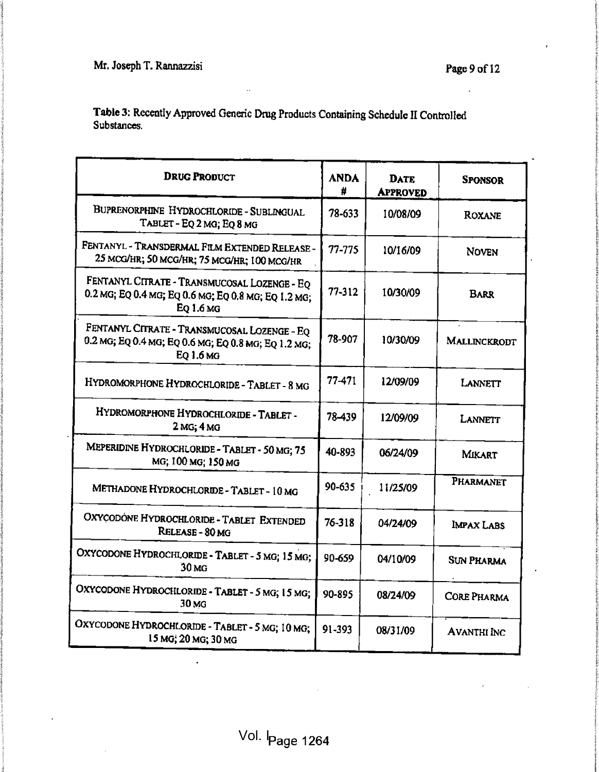**Table 3:** Recently Approved Generic Drug Products Containing Schedule II Controlled Substances.

| DRUG PRODUCT | ANDA # | DATE APPROVED | SPONSOR |
|---|---|---|---|
| BUPRENORPHINE HYDROCHLORIDE - SUBLINGUAL TABLET - EQ 2 MG; EQ 8 MG | 78-633 | 10/08/09 | ROXANE |
| FENTANYL - TRANSDERMAL FILM EXTENDED RELEASE - 25 MCG/HR; 50 MCG/HR; 75 MCG/HR; 100 MCG/HR | 77-775 | 10/16/09 | NOVEN |
| FENTANYL CITRATE - TRANSMUCOSAL LOZENGE - EQ 0.2 MG; EQ 0.4 MG; EQ 0.6 MG; EQ 0.8 MG; EQ 1.2 MG; EQ 1.6 MG | 77-312 | 10/30/09 | BARR |
| FENTANYL CITRATE - TRANSMUCOSAL LOZENGE - EQ 0.2 MG; EQ 0.4 MG; EQ 0.6 MG; EQ 0.8 MG; EQ 1.2 MG; EQ 1.6 MG | 78-907 | 10/30/09 | MALLINCKRODT |
| HYDROMORPHONE HYDROCHLORIDE - TABLET - 8 MG | 77-471 | 12/09/09 | LANNETT |
| HYDROMORPHONE HYDROCHLORIDE - TABLET - 2 MG; 4 MG | 78-439 | 12/09/09 | LANNETT |
| MEPERIDINE HYDROCHLORIDE - TABLET - 50 MG; 75 MG; 100 MG; 150 MG | 40-893 | 06/24/09 | MIKART |
| METHADONE HYDROCHLORIDE - TABLET - 10 MG | 90-635 | 11/25/09 | PHARMANET |
| OXYCODONE HYDROCHLORIDE - TABLET EXTENDED RELEASE - 80 MG | 76-318 | 04/24/09 | IMPAX LABS |
| OXYCODONE HYDROCHLORIDE - TABLET - 5 MG; 15 MG; 30 MG | 90-659 | 04/10/09 | SUN PHARMA |
| OXYCODONE HYDROCHLORIDE - TABLET - 5 MG; 15 MG; 30 MG | 90-895 | 08/24/09 | CORE PHARMA |
| OXYCODONE HYDROCHLORIDE - TABLET - 5 MG; 10 MG; 15 MG; 20 MG; 30 MG | 91-393 | 08/31/09 | AVANTHI INC |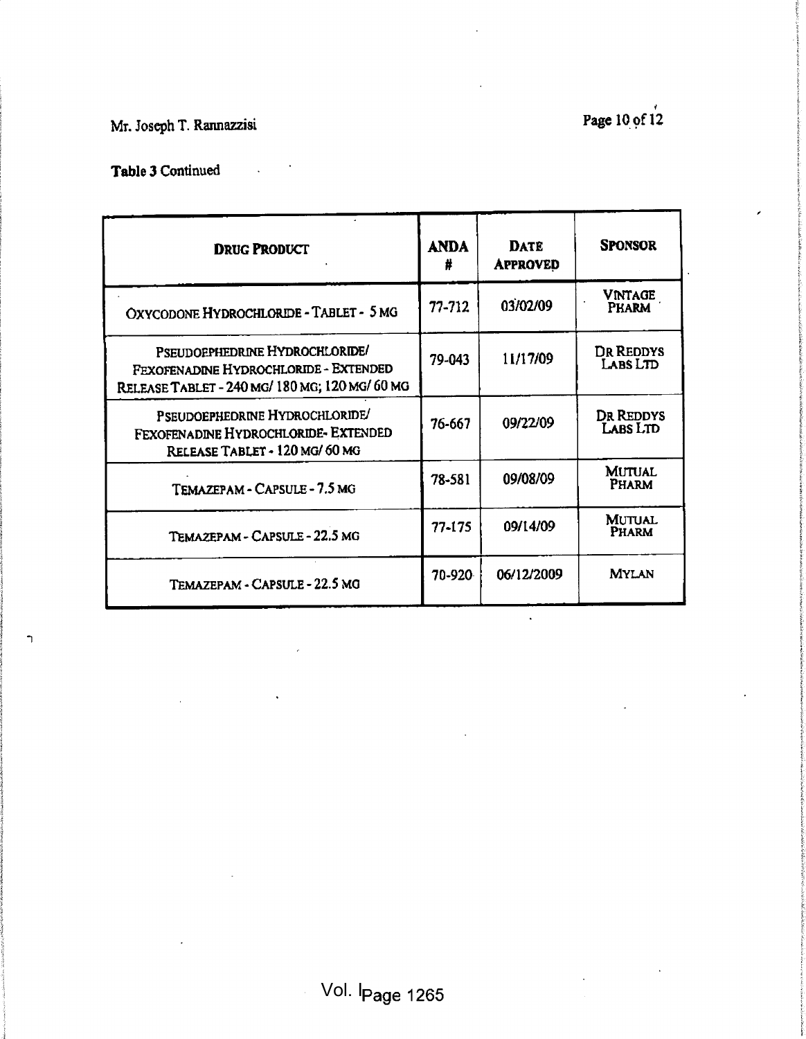**Table 3 Continued**

| DRUG PRODUCT | ANDA # | DATE APPROVED | SPONSOR |
|---|---|---|---|
| OXYCODONE HYDROCHLORIDE - TABLET - 5 MG | 77-712 | 03/02/09 | VINTAGE PHARM |
| PSEUDOEPHEDRINE HYDROCHLORIDE/ FEXOFENADINE HYDROCHLORIDE - EXTENDED RELEASE TABLET - 240 MG/ 180 MG; 120 MG/ 60 MG | 79-043 | 11/17/09 | DR REDDYS LABS LTD |
| PSEUDOEPHEDRINE HYDROCHLORIDE/ FEXOFENADINE HYDROCHLORIDE- EXTENDED RELEASE TABLET - 120 MG/ 60 MG | 76-667 | 09/22/09 | DR REDDYS LABS LTD |
| TEMAZEPAM - CAPSULE - 7.5 MG | 78-581 | 09/08/09 | MUTUAL PHARM |
| TEMAZEPAM - CAPSULE - 22.5 MG | 77-175 | 09/14/09 | MUTUAL PHARM |
| TEMAZEPAM - CAPSULE - 22.5 MG | 70-920 | 06/12/2009 | MYLAN |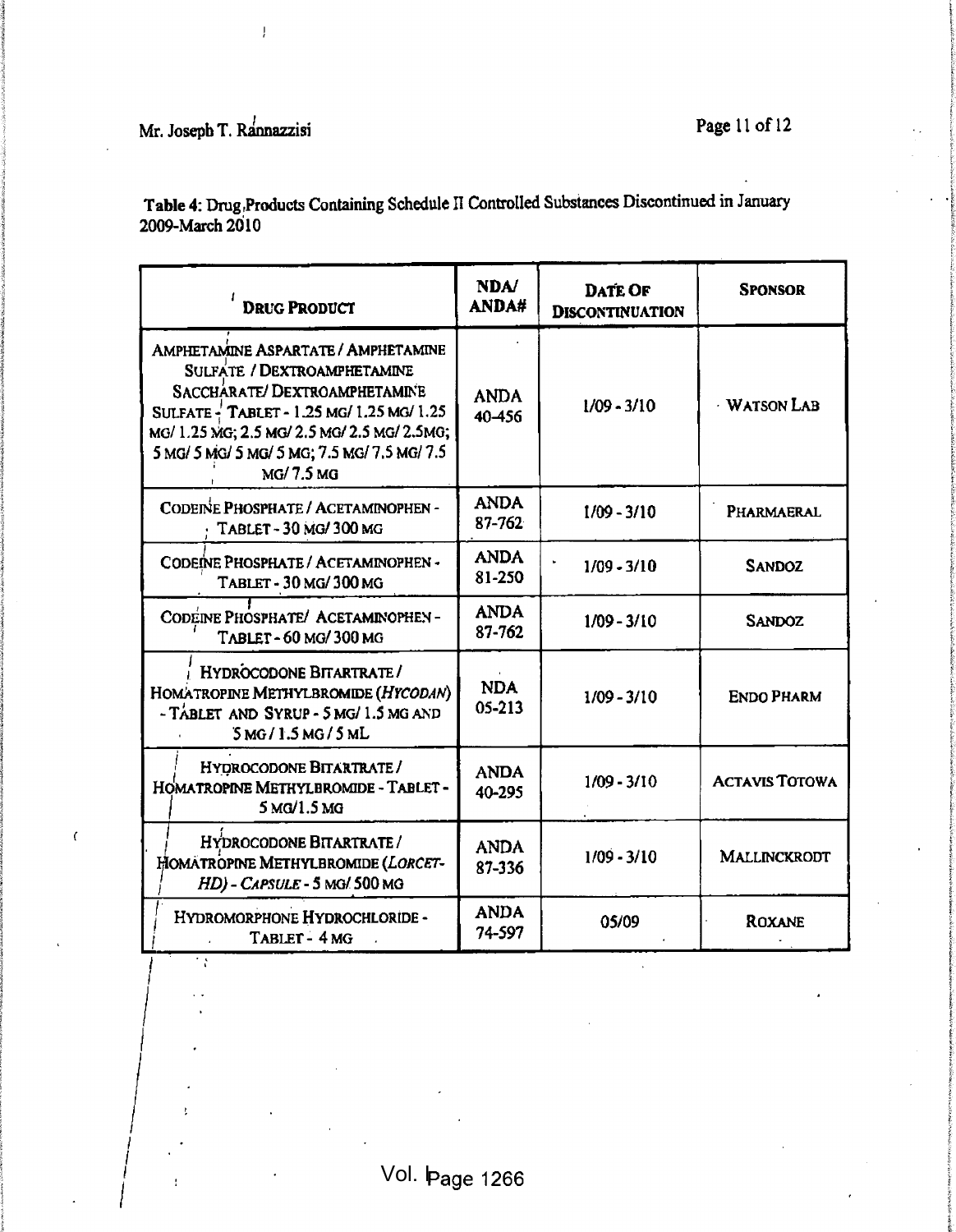**Table 4:** Drug Products Containing Schedule II Controlled Substances Discontinued in January 2009-March 2010

| DRUG PRODUCT | NDA/ ANDA# | DATE OF DISCONTINUATION | SPONSOR |
|---|---|---|---|
| AMPHETAMINE ASPARTATE / AMPHETAMINE SULFATE / DEXTROAMPHETAMINE SACCHARATE/ DEXTROAMPHETAMINE SULFATE - TABLET - 1.25 MG/ 1.25 MG/ 1.25 MG/ 1.25 MG; 2.5 MG/ 2.5 MG/ 2.5 MG/ 2.5MG; 5 MG/ 5 MG/ 5 MG/ 5 MG; 7.5 MG/ 7.5 MG/ 7.5 MG/ 7.5 MG | ANDA 40-456 | 1/09 - 3/10 | WATSON LAB |
| CODEINE PHOSPHATE / ACETAMINOPHEN - TABLET - 30 MG/ 300 MG | ANDA 87-762 | 1/09 - 3/10 | PHARMAERAL |
| CODEINE PHOSPHATE / ACETAMINOPHEN - TABLET - 30 MG/ 300 MG | ANDA 81-250 | 1/09 - 3/10 | SANDOZ |
| CODEINE PHOSPHATE/ ACETAMINOPHEN - TABLET - 60 MG/ 300 MG | ANDA 87-762 | 1/09 - 3/10 | SANDOZ |
| HYDROCODONE BITARTRATE / HOMATROPINE METHYLBROMIDE (*HYCODAN*) - TABLET AND SYRUP - 5 MG/ 1.5 MG AND 5 MG / 1.5 MG / 5 ML | NDA 05-213 | 1/09 - 3/10 | ENDO PHARM |
| HYDROCODONE BITARTRATE / HOMATROPINE METHYLBROMIDE - TABLET - 5 MG/1.5 MG | ANDA 40-295 | 1/09 - 3/10 | ACTAVIS TOTOWA |
| HYDROCODONE BITARTRATE / HOMATROPINE METHYLBROMIDE (*LORCET-HD*) - *CAPSULE* - 5 MG/ 500 MG | ANDA 87-336 | 1/09 - 3/10 | MALLINCKRODT |
| HYDROMORPHONE HYDROCHLORIDE - TABLET - 4 MG | ANDA 74-597 | 05/09 | ROXANE |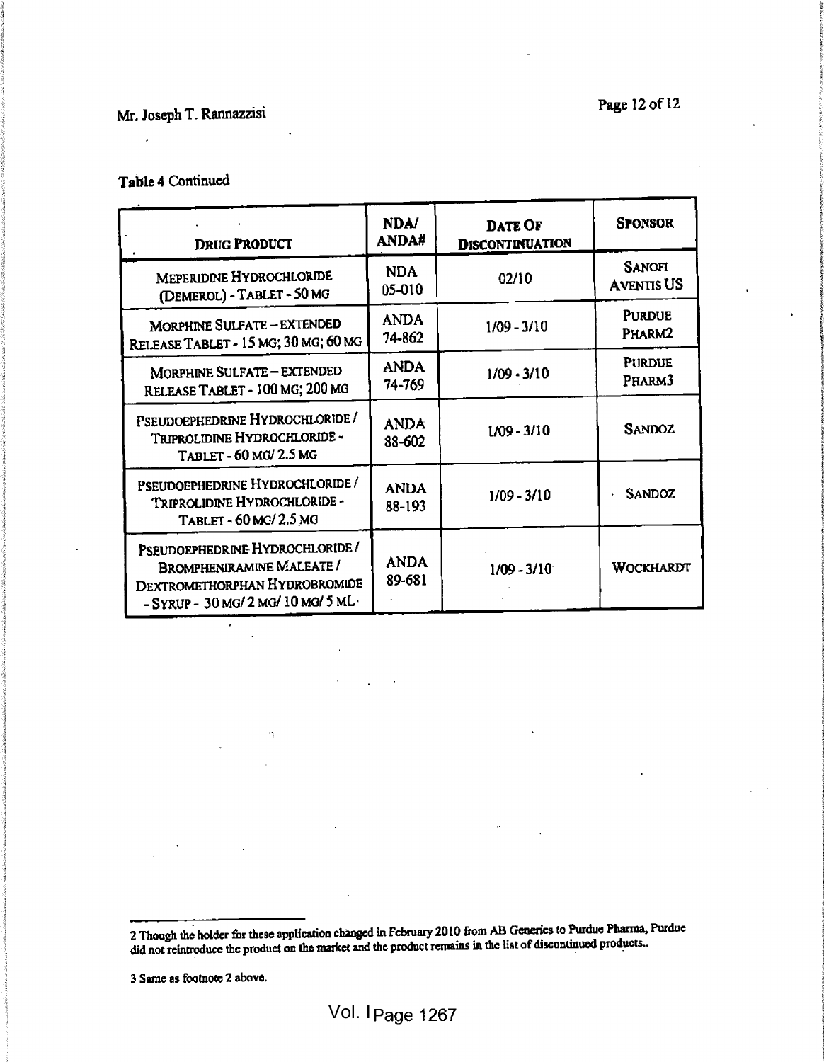Mr. Joseph T. Rannazzisi

Table 4 Continued

| DRUG PRODUCT | NDA/ ANDA# | DATE OF DISCONTINUATION | SPONSOR |
|---|---|---|---|
| MEPERIDINE HYDROCHLORIDE (DEMEROL) - TABLET - 50 MG | NDA 05-010 | 02/10 | SANOFI AVENTIS US |
| MORPHINE SULFATE – EXTENDED RELEASE TABLET - 15 MG; 30 MG; 60 MG | ANDA 74-862 | 1/09 - 3/10 | PURDUE PHARM2 |
| MORPHINE SULFATE – EXTENDED RELEASE TABLET - 100 MG; 200 MG | ANDA 74-769 | 1/09 - 3/10 | PURDUE PHARM3 |
| PSEUDOEPHEDRINE HYDROCHLORIDE / TRIPROLIDINE HYDROCHLORIDE - TABLET - 60 MG/ 2.5 MG | ANDA 88-602 | 1/09 - 3/10 | SANDOZ |
| PSEUDOEPHEDRINE HYDROCHLORIDE / TRIPROLIDINE HYDROCHLORIDE - TABLET - 60 MG/ 2.5 MG | ANDA 88-193 | 1/09 - 3/10 | SANDOZ |
| PSEUDOEPHEDRINE HYDROCHLORIDE / BROMPHENIRAMINE MALEATE / DEXTROMETHORPHAN HYDROBROMIDE - SYRUP - 30 MG/ 2 MG/ 10 MG/ 5 ML | ANDA 89-681 | 1/09 - 3/10 | WOCKHARDT |

2 Though the holder for these application changed in February 2010 from AB Generics to Purdue Pharma, Purdue did not reintroduce the product on the market and the product remains in the list of discontinued products..

3 Same as footnote 2 above.